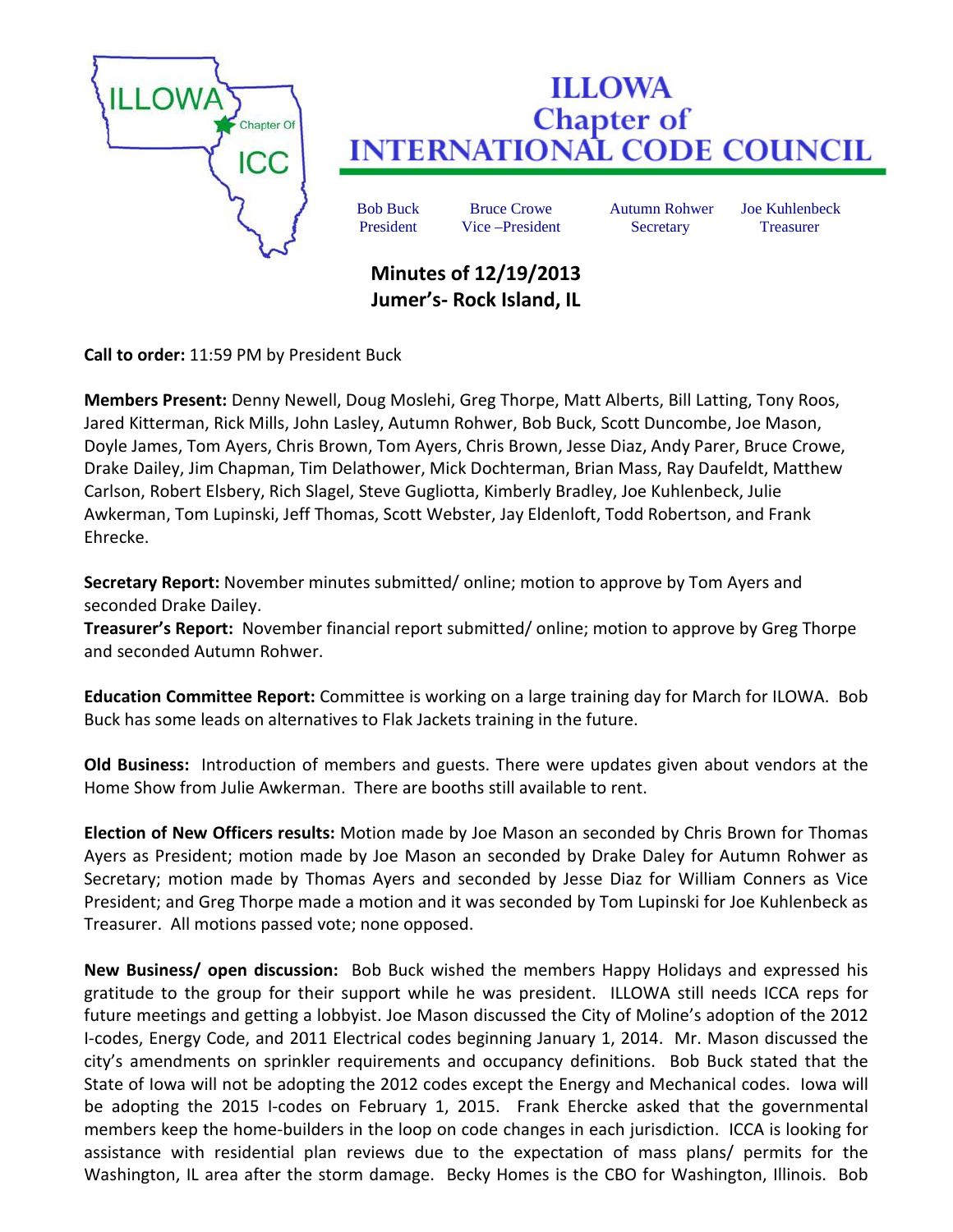# ILLOWA Chapter of INTERNATIONAL CODE COUNCIL

| Bob Buck | Bruce Crowe | Autumn Rohwer | Joe Kuhlenbeck |
|---|---|---|---|
| President | Vice –President | Secretary | Treasurer |

**Minutes of 12/19/2013**
**Jumer's- Rock Island, IL**

**Call to order:** 11:59 PM by President Buck

**Members Present:** Denny Newell, Doug Moslehi, Greg Thorpe, Matt Alberts, Bill Latting, Tony Roos, Jared Kitterman, Rick Mills, John Lasley, Autumn Rohwer, Bob Buck, Scott Duncombe, Joe Mason, Doyle James, Tom Ayers, Chris Brown, Tom Ayers, Chris Brown, Jesse Diaz, Andy Parer, Bruce Crowe, Drake Dailey, Jim Chapman, Tim Delathower, Mick Dochterman, Brian Mass, Ray Daufeldt, Matthew Carlson, Robert Elsbery, Rich Slagel, Steve Gugliotta, Kimberly Bradley, Joe Kuhlenbeck, Julie Awkerman, Tom Lupinski, Jeff Thomas, Scott Webster, Jay Eldenloft, Todd Robertson, and Frank Ehrecke.

**Secretary Report:** November minutes submitted/ online; motion to approve by Tom Ayers and seconded Drake Dailey.
**Treasurer's Report:** November financial report submitted/ online; motion to approve by Greg Thorpe and seconded Autumn Rohwer.

**Education Committee Report:** Committee is working on a large training day for March for ILOWA. Bob Buck has some leads on alternatives to Flak Jackets training in the future.

**Old Business:** Introduction of members and guests. There were updates given about vendors at the Home Show from Julie Awkerman. There are booths still available to rent.

**Election of New Officers results:** Motion made by Joe Mason an seconded by Chris Brown for Thomas Ayers as President; motion made by Joe Mason an seconded by Drake Daley for Autumn Rohwer as Secretary; motion made by Thomas Ayers and seconded by Jesse Diaz for William Conners as Vice President; and Greg Thorpe made a motion and it was seconded by Tom Lupinski for Joe Kuhlenbeck as Treasurer. All motions passed vote; none opposed.

**New Business/ open discussion:** Bob Buck wished the members Happy Holidays and expressed his gratitude to the group for their support while he was president. ILLOWA still needs ICCA reps for future meetings and getting a lobbyist. Joe Mason discussed the City of Moline's adoption of the 2012 I-codes, Energy Code, and 2011 Electrical codes beginning January 1, 2014. Mr. Mason discussed the city's amendments on sprinkler requirements and occupancy definitions. Bob Buck stated that the State of Iowa will not be adopting the 2012 codes except the Energy and Mechanical codes. Iowa will be adopting the 2015 I-codes on February 1, 2015. Frank Ehercke asked that the governmental members keep the home-builders in the loop on code changes in each jurisdiction. ICCA is looking for assistance with residential plan reviews due to the expectation of mass plans/ permits for the Washington, IL area after the storm damage. Becky Homes is the CBO for Washington, Illinois. Bob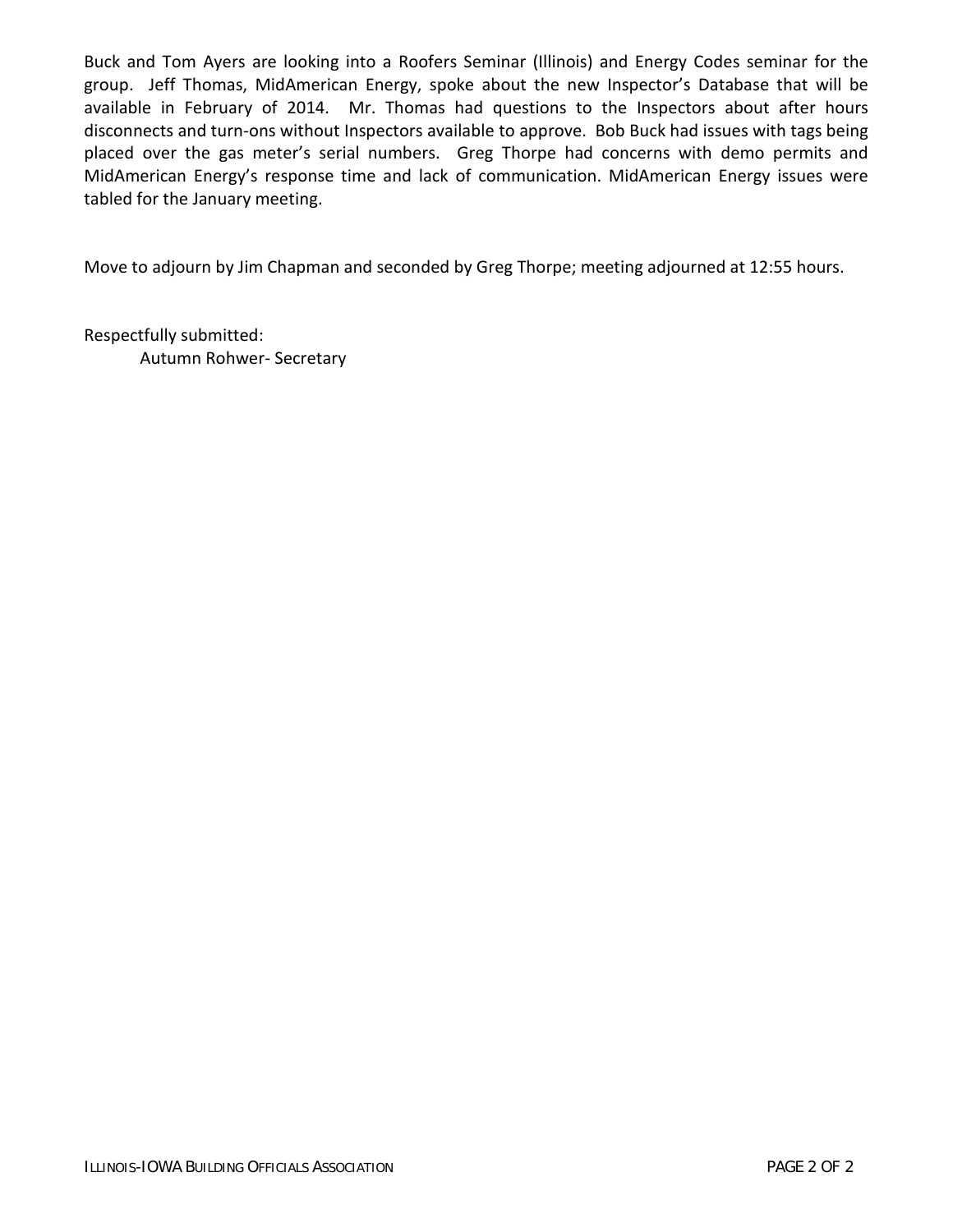Buck and Tom Ayers are looking into a Roofers Seminar (Illinois) and Energy Codes seminar for the group. Jeff Thomas, MidAmerican Energy, spoke about the new Inspector's Database that will be available in February of 2014. Mr. Thomas had questions to the Inspectors about after hours disconnects and turn-ons without Inspectors available to approve. Bob Buck had issues with tags being placed over the gas meter's serial numbers. Greg Thorpe had concerns with demo permits and MidAmerican Energy's response time and lack of communication. MidAmerican Energy issues were tabled for the January meeting.

Move to adjourn by Jim Chapman and seconded by Greg Thorpe; meeting adjourned at 12:55 hours.

Respectfully submitted:
Autumn Rohwer- Secretary